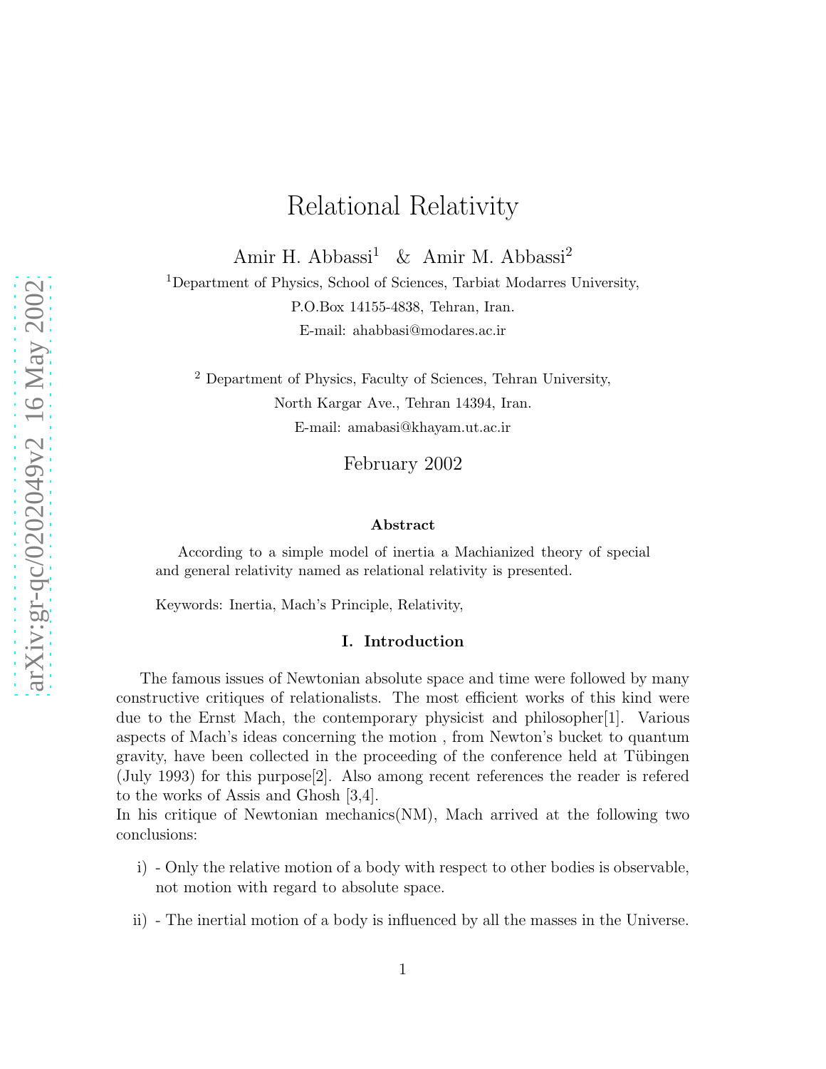# Relational Relativity

Amir H. Abbassi[1] & Amir M. Abbassi[2]

[1]Department of Physics, School of Sciences, Tarbiat Modarres University,
P.O.Box 14155-4838, Tehran, Iran.
E-mail: ahabbasi@modares.ac.ir

[2] Department of Physics, Faculty of Sciences, Tehran University,
North Kargar Ave., Tehran 14394, Iran.
E-mail: amabasi@khayam.ut.ac.ir

February 2002

### Abstract

According to a simple model of inertia a Machianized theory of special and general relativity named as relational relativity is presented.

Keywords: Inertia, Mach's Principle, Relativity,

## I. Introduction

The famous issues of Newtonian absolute space and time were followed by many constructive critiques of relationalists. The most efficient works of this kind were due to the Ernst Mach, the contemporary physicist and philosopher[1]. Various aspects of Mach's ideas concerning the motion , from Newton's bucket to quantum gravity, have been collected in the proceeding of the conference held at Tübingen (July 1993) for this purpose[2]. Also among recent references the reader is refered to the works of Assis and Ghosh [3,4].
In his critique of Newtonian mechanics(NM), Mach arrived at the following two conclusions:

i) - Only the relative motion of a body with respect to other bodies is observable, not motion with regard to absolute space.

ii) - The inertial motion of a body is influenced by all the masses in the Universe.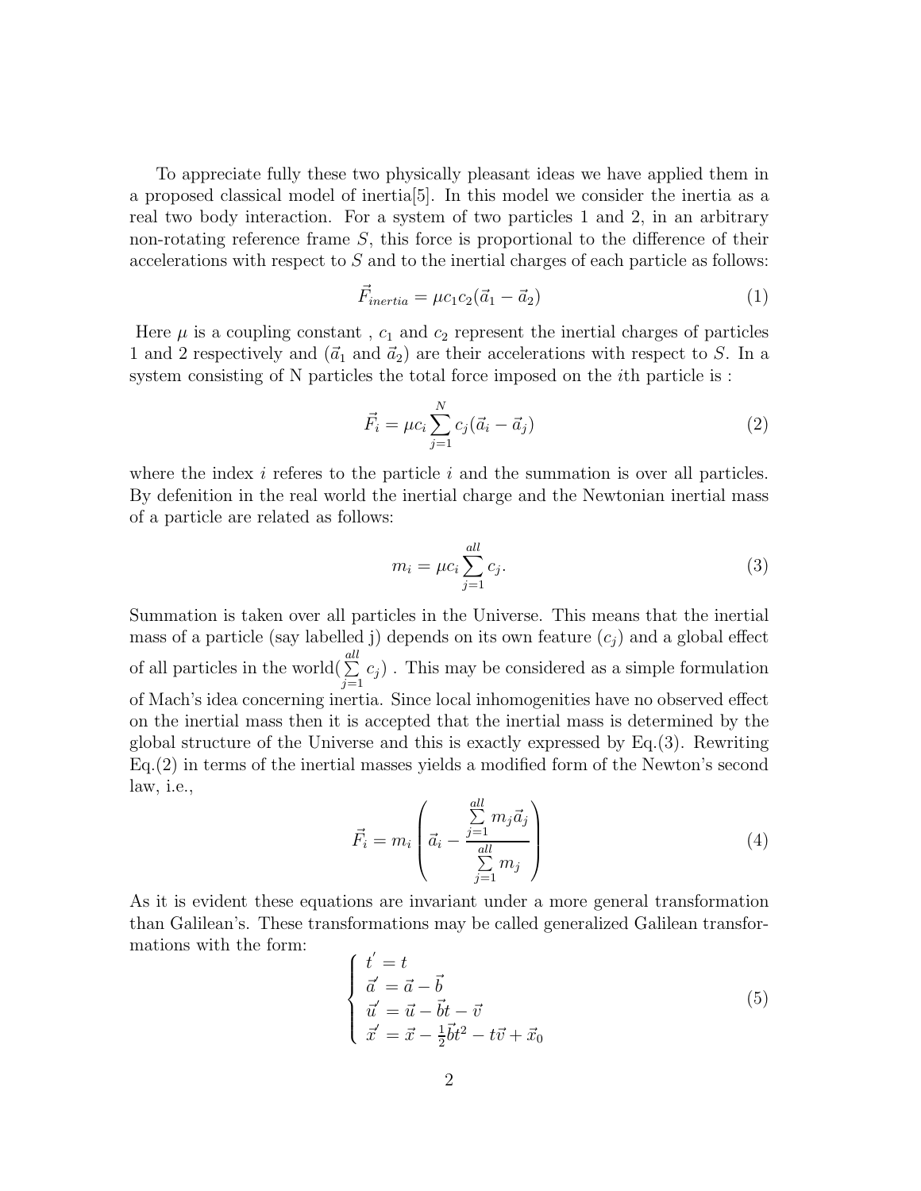To appreciate fully these two physically pleasant ideas we have applied them in a proposed classical model of inertia[5]. In this model we consider the inertia as a real two body interaction. For a system of two particles 1 and 2, in an arbitrary non-rotating reference frame $S$, this force is proportional to the difference of their accelerations with respect to $S$ and to the inertial charges of each particle as follows:

$$\vec{F}_{inertia} = \mu c_1 c_2 (\vec{a}_1 - \vec{a}_2) \tag{1}$$

Here $\mu$ is a coupling constant , $c_1$ and $c_2$ represent the inertial charges of particles 1 and 2 respectively and ($\vec{a}_1$ and $\vec{a}_2$) are their accelerations with respect to $S$. In a system consisting of N particles the total force imposed on the $i$th particle is :

$$\vec{F}_i = \mu c_i \sum_{j=1}^{N} c_j (\vec{a}_i - \vec{a}_j) \tag{2}$$

where the index $i$ referes to the particle $i$ and the summation is over all particles. By defenition in the real world the inertial charge and the Newtonian inertial mass of a particle are related as follows:

$$m_i = \mu c_i \sum_{j=1}^{all} c_j. \tag{3}$$

Summation is taken over all particles in the Universe. This means that the inertial mass of a particle (say labelled j) depends on its own feature ($c_j$) and a global effect of all particles in the world($\sum_{j=1}^{all} c_j$) . This may be considered as a simple formulation of Mach's idea concerning inertia. Since local inhomogenities have no observed effect on the inertial mass then it is accepted that the inertial mass is determined by the global structure of the Universe and this is exactly expressed by Eq.(3). Rewriting Eq.(2) in terms of the inertial masses yields a modified form of the Newton's second law, i.e.,

$$\vec{F}_i = m_i \left( \vec{a}_i - \frac{\sum_{j=1}^{all} m_j \vec{a}_j}{\sum_{j=1}^{all} m_j} \right) \tag{4}$$

As it is evident these equations are invariant under a more general transformation than Galilean's. These transformations may be called generalized Galilean transformations with the form:

$$\begin{cases} t' = t \\ \vec{a}' = \vec{a} - \vec{b} \\ \vec{u}' = \vec{u} - \vec{b}t - \vec{v} \\ \vec{x}' = \vec{x} - \frac{1}{2}\vec{b}t^2 - t\vec{v} + \vec{x}_0 \end{cases} \tag{5}$$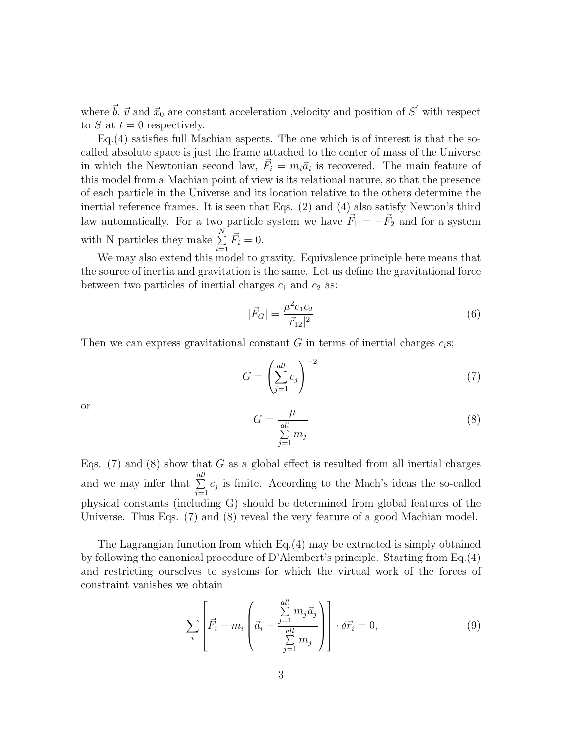where $\vec{b}$, $\vec{v}$ and $\vec{x}_0$ are constant acceleration ,velocity and position of $S'$ with respect to $S$ at $t = 0$ respectively.

Eq.(4) satisfies full Machian aspects. The one which is of interest is that the so-called absolute space is just the frame attached to the center of mass of the Universe in which the Newtonian second law, $\vec{F}_i = m_i\vec{a}_i$ is recovered. The main feature of this model from a Machian point of view is its relational nature, so that the presence of each particle in the Universe and its location relative to the others determine the inertial reference frames. It is seen that Eqs. (2) and (4) also satisfy Newton's third law automatically. For a two particle system we have $\vec{F}_1 = -\vec{F}_2$ and for a system with N particles they make $\sum_{i=1}^{N} \vec{F}_i = 0$.

We may also extend this model to gravity. Equivalence principle here means that the source of inertia and gravitation is the same. Let us define the gravitational force between two particles of inertial charges $c_1$ and $c_2$ as:

$$|\vec{F}_G| = \frac{\mu^2 c_1 c_2}{|\vec{r}_{12}|^2} \tag{6}$$

Then we can express gravitational constant $G$ in terms of inertial charges $c_i$s;

$$G = \left(\sum_{j=1}^{all} c_j\right)^{-2} \tag{7}$$

or

$$G = \frac{\mu}{\sum_{j=1}^{all} m_j} \tag{8}$$

Eqs. (7) and (8) show that $G$ as a global effect is resulted from all inertial charges and we may infer that $\sum_{j=1}^{all} c_j$ is finite. According to the Mach's ideas the so-called physical constants (including G) should be determined from global features of the Universe. Thus Eqs. (7) and (8) reveal the very feature of a good Machian model.

The Lagrangian function from which Eq.(4) may be extracted is simply obtained by following the canonical procedure of D'Alembert's principle. Starting from Eq.(4) and restricting ourselves to systems for which the virtual work of the forces of constraint vanishes we obtain

$$\sum_i \left[\vec{F}_i - m_i \left(\vec{a}_i - \frac{\sum_{j=1}^{all} m_j \vec{a}_j}{\sum_{j=1}^{all} m_j}\right)\right] \cdot \delta\vec{r}_i = 0, \tag{9}$$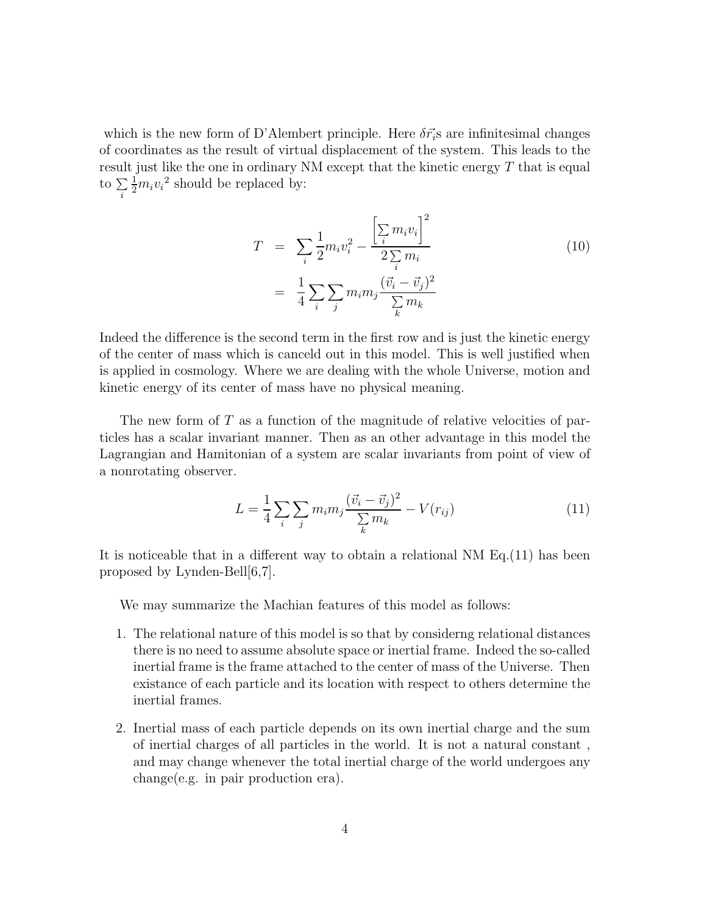which is the new form of D'Alembert principle. Here $\delta \vec{r_i}$s are infinitesimal changes of coordinates as the result of virtual displacement of the system. This leads to the result just like the one in ordinary NM except that the kinetic energy $T$ that is equal to $\sum_i \frac{1}{2} m_i {v_i}^2$ should be replaced by:

$$
\begin{aligned}
T &= \sum_i \frac{1}{2} m_i v_i^2 - \frac{\left[\sum_i m_i v_i\right]^2}{2 \sum_i m_i} \\
&= \frac{1}{4} \sum_i \sum_j m_i m_j \frac{(\vec{v}_i - \vec{v}_j)^2}{\sum_k m_k}
\end{aligned}
\tag{10}
$$

Indeed the difference is the second term in the first row and is just the kinetic energy of the center of mass which is canceld out in this model. This is well justified when is applied in cosmology. Where we are dealing with the whole Universe, motion and kinetic energy of its center of mass have no physical meaning.

The new form of $T$ as a function of the magnitude of relative velocities of particles has a scalar invariant manner. Then as an other advantage in this model the Lagrangian and Hamitonian of a system are scalar invariants from point of view of a nonrotating observer.

$$
L = \frac{1}{4} \sum_i \sum_j m_i m_j \frac{(\vec{v}_i - \vec{v}_j)^2}{\sum_k m_k} - V(r_{ij}) \tag{11}
$$

It is noticeable that in a different way to obtain a relational NM Eq.(11) has been proposed by Lynden-Bell[6,7].

We may summarize the Machian features of this model as follows:

1. The relational nature of this model is so that by considerng relational distances there is no need to assume absolute space or inertial frame. Indeed the so-called inertial frame is the frame attached to the center of mass of the Universe. Then existance of each particle and its location with respect to others determine the inertial frames.

2. Inertial mass of each particle depends on its own inertial charge and the sum of inertial charges of all particles in the world. It is not a natural constant , and may change whenever the total inertial charge of the world undergoes any change(e.g. in pair production era).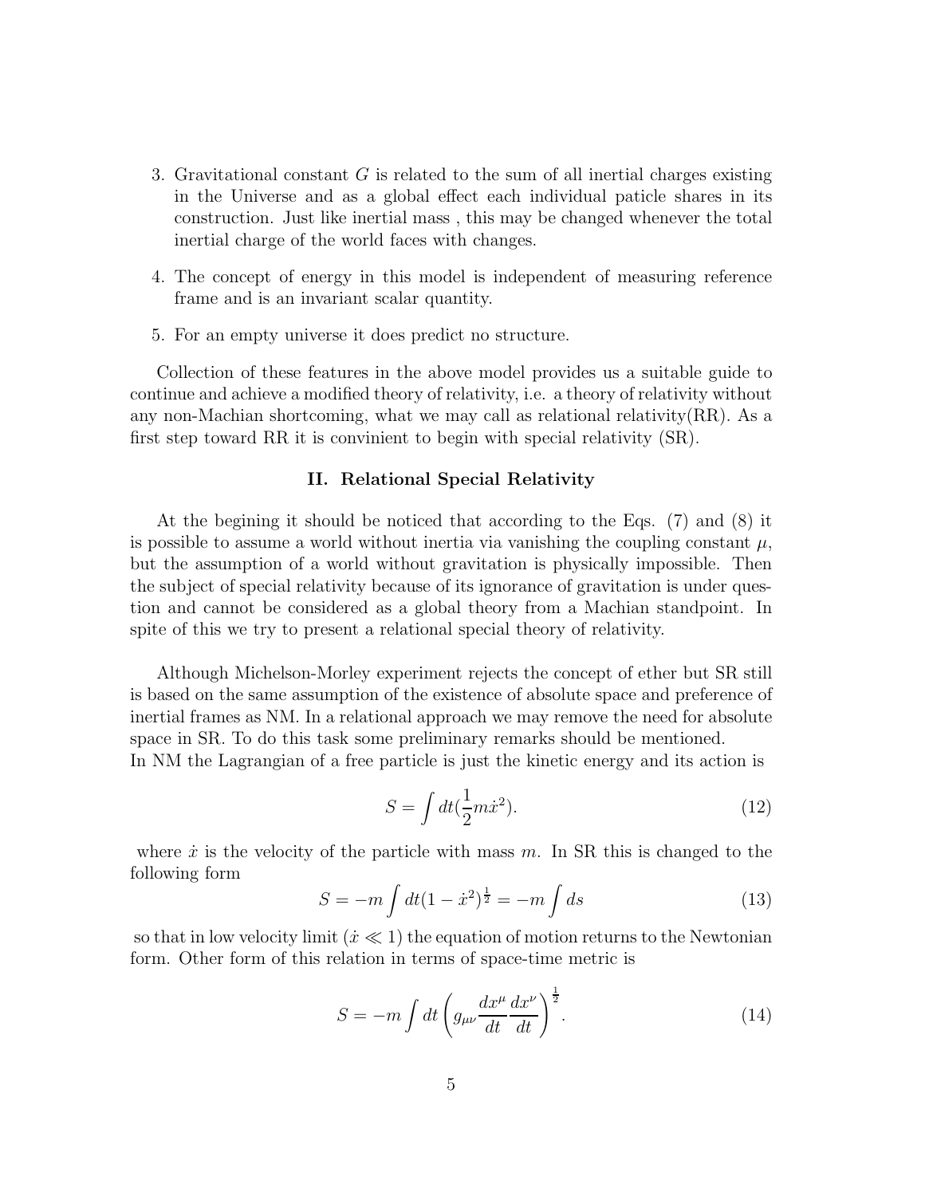3. Gravitational constant $G$ is related to the sum of all inertial charges existing in the Universe and as a global effect each individual paticle shares in its construction. Just like inertial mass , this may be changed whenever the total inertial charge of the world faces with changes.

4. The concept of energy in this model is independent of measuring reference frame and is an invariant scalar quantity.

5. For an empty universe it does predict no structure.

Collection of these features in the above model provides us a suitable guide to continue and achieve a modified theory of relativity, i.e. a theory of relativity without any non-Machian shortcoming, what we may call as relational relativity(RR). As a first step toward RR it is convinient to begin with special relativity (SR).

## II. Relational Special Relativity

At the begining it should be noticed that according to the Eqs. (7) and (8) it is possible to assume a world without inertia via vanishing the coupling constant $\mu$, but the assumption of a world without gravitation is physically impossible. Then the subject of special relativity because of its ignorance of gravitation is under question and cannot be considered as a global theory from a Machian standpoint. In spite of this we try to present a relational special theory of relativity.

Although Michelson-Morley experiment rejects the concept of ether but SR still is based on the same assumption of the existence of absolute space and preference of inertial frames as NM. In a relational approach we may remove the need for absolute space in SR. To do this task some preliminary remarks should be mentioned.
In NM the Lagrangian of a free particle is just the kinetic energy and its action is

$$S = \int dt(\frac{1}{2}m\dot{x}^2). \tag{12}$$

where $\dot{x}$ is the velocity of the particle with mass $m$. In SR this is changed to the following form

$$S = -m\int dt(1-\dot{x}^2)^{\frac{1}{2}} = -m\int ds \tag{13}$$

so that in low velocity limit ($\dot{x} \ll 1$) the equation of motion returns to the Newtonian form. Other form of this relation in terms of space-time metric is

$$S = -m\int dt\left(g_{\mu\nu}\frac{dx^\mu}{dt}\frac{dx^\nu}{dt}\right)^{\frac{1}{2}}. \tag{14}$$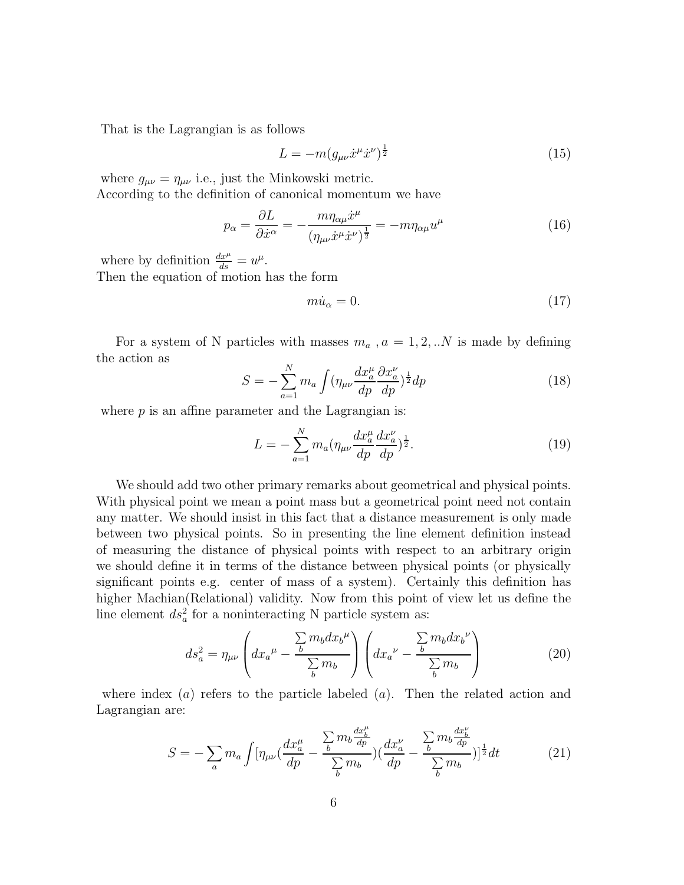That is the Lagrangian is as follows

$$L = -m(g_{\mu\nu}\dot{x}^\mu \dot{x}^\nu)^{\frac{1}{2}} \tag{15}$$

where $g_{\mu\nu} = \eta_{\mu\nu}$ i.e., just the Minkowski metric.
According to the definition of canonical momentum we have

$$p_\alpha = \frac{\partial L}{\partial \dot{x}^\alpha} = -\frac{m\eta_{\alpha\mu}\dot{x}^\mu}{(\eta_{\mu\nu}\dot{x}^\mu \dot{x}^\nu)^{\frac{1}{2}}} = -m\eta_{\alpha\mu}u^\mu \tag{16}$$

where by definition $\frac{dx^\mu}{ds} = u^\mu$.
Then the equation of motion has the form

$$m\dot{u}_\alpha = 0. \tag{17}$$

For a system of N particles with masses $m_a$ , $a = 1, 2, ..N$ is made by defining the action as

$$S = -\sum_{a=1}^{N} m_a \int (\eta_{\mu\nu} \frac{dx_a^\mu}{dp} \frac{\partial x_a^\nu}{dp})^{\frac{1}{2}} dp \tag{18}$$

where $p$ is an affine parameter and the Lagrangian is:

$$L = -\sum_{a=1}^{N} m_a (\eta_{\mu\nu} \frac{dx_a^\mu}{dp} \frac{dx_a^\nu}{dp})^{\frac{1}{2}}. \tag{19}$$

We should add two other primary remarks about geometrical and physical points. With physical point we mean a point mass but a geometrical point need not contain any matter. We should insist in this fact that a distance measurement is only made between two physical points. So in presenting the line element definition instead of measuring the distance of physical points with respect to an arbitrary origin we should define it in terms of the distance between physical points (or physically significant points e.g. center of mass of a system). Certainly this definition has higher Machian(Relational) validity. Now from this point of view let us define the line element $ds_a^2$ for a noninteracting N particle system as:

$$ds_a^2 = \eta_{\mu\nu} \left( dx_a{}^\mu - \frac{\sum\limits_b m_b dx_b{}^\mu}{\sum\limits_b m_b} \right) \left( dx_a{}^\nu - \frac{\sum\limits_b m_b dx_b{}^\nu}{\sum\limits_b m_b} \right) \tag{20}$$

where index $(a)$ refers to the particle labeled $(a)$. Then the related action and Lagrangian are:

$$S = -\sum_a m_a \int [\eta_{\mu\nu} (\frac{dx_a^\mu}{dp} - \frac{\sum\limits_b m_b \frac{dx_b^\mu}{dp}}{\sum\limits_b m_b})(\frac{dx_a^\nu}{dp} - \frac{\sum\limits_b m_b \frac{dx_b^\nu}{dp}}{\sum\limits_b m_b})]^{\frac{1}{2}} dt \tag{21}$$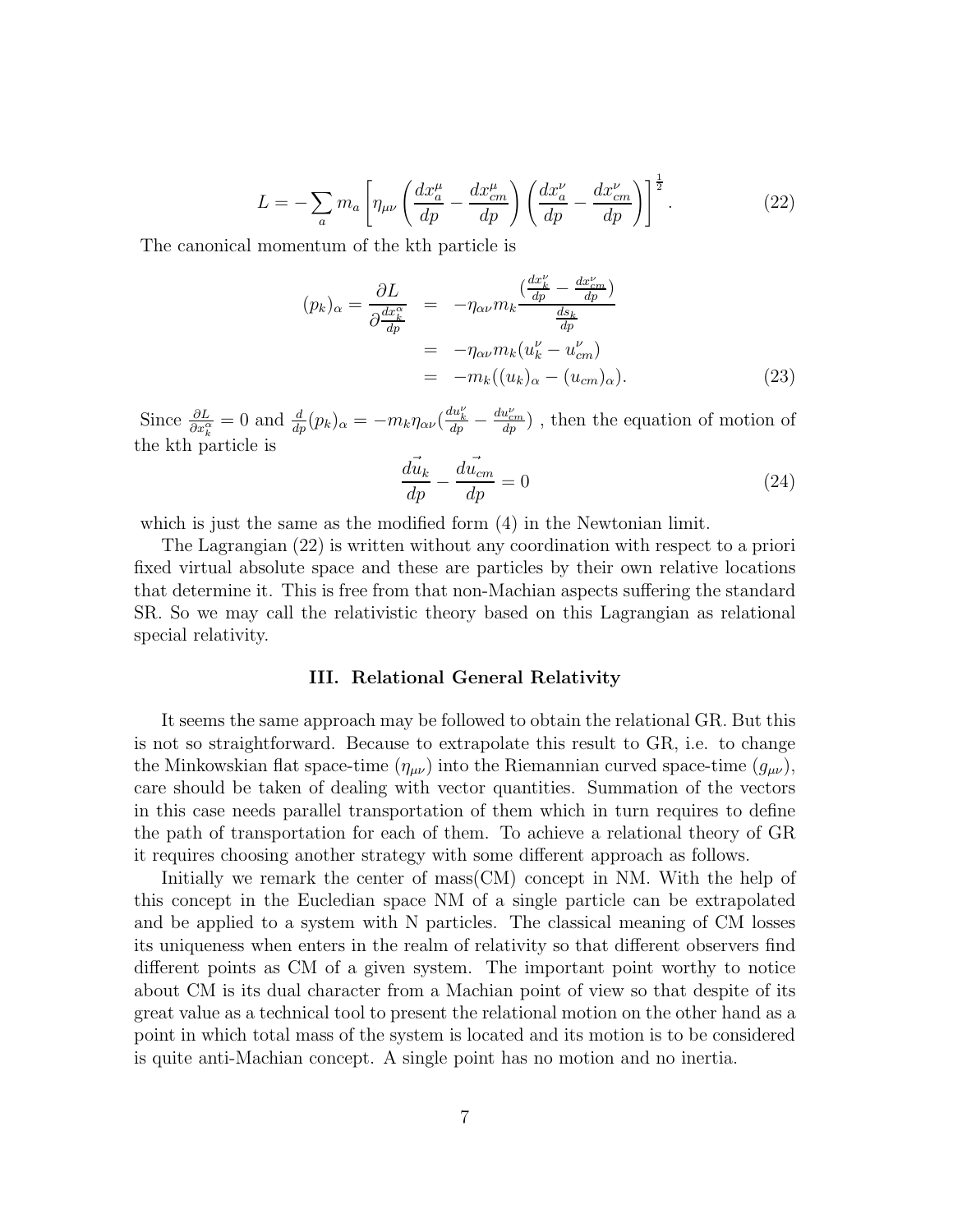$$L = -\sum_a m_a \left[ \eta_{\mu\nu} \left( \frac{dx_a^\mu}{dp} - \frac{dx_{cm}^\mu}{dp} \right) \left( \frac{dx_a^\nu}{dp} - \frac{dx_{cm}^\nu}{dp} \right) \right]^{\frac{1}{2}}. \tag{22}$$

The canonical momentum of the kth particle is

$$\begin{aligned}
(p_k)_\alpha = \frac{\partial L}{\partial \frac{dx_k^\alpha}{dp}} &= -\eta_{\alpha\nu} m_k \frac{(\frac{dx_k^\nu}{dp} - \frac{dx_{cm}^\nu}{dp})}{\frac{ds_k}{dp}} \\
&= -\eta_{\alpha\nu} m_k (u_k^\nu - u_{cm}^\nu) \\
&= -m_k((u_k)_\alpha - (u_{cm})_\alpha).
\end{aligned} \tag{23}$$

Since $\frac{\partial L}{\partial x_k^\alpha} = 0$ and $\frac{d}{dp}(p_k)_\alpha = -m_k \eta_{\alpha\nu} (\frac{du_k^\nu}{dp} - \frac{du_{cm}^\nu}{dp})$ , then the equation of motion of the kth particle is

$$\frac{d\vec{u}_k}{dp} - \frac{d\vec{u}_{cm}}{dp} = 0 \tag{24}$$

which is just the same as the modified form (4) in the Newtonian limit.

The Lagrangian (22) is written without any coordination with respect to a priori fixed virtual absolute space and these are particles by their own relative locations that determine it. This is free from that non-Machian aspects suffering the standard SR. So we may call the relativistic theory based on this Lagrangian as relational special relativity.

### III. Relational General Relativity

It seems the same approach may be followed to obtain the relational GR. But this is not so straightforward. Because to extrapolate this result to GR, i.e. to change the Minkowskian flat space-time ($\eta_{\mu\nu}$) into the Riemannian curved space-time ($g_{\mu\nu}$), care should be taken of dealing with vector quantities. Summation of the vectors in this case needs parallel transportation of them which in turn requires to define the path of transportation for each of them. To achieve a relational theory of GR it requires choosing another strategy with some different approach as follows.

Initially we remark the center of mass(CM) concept in NM. With the help of this concept in the Eucledian space NM of a single particle can be extrapolated and be applied to a system with N particles. The classical meaning of CM losses its uniqueness when enters in the realm of relativity so that different observers find different points as CM of a given system. The important point worthy to notice about CM is its dual character from a Machian point of view so that despite of its great value as a technical tool to present the relational motion on the other hand as a point in which total mass of the system is located and its motion is to be considered is quite anti-Machian concept. A single point has no motion and no inertia.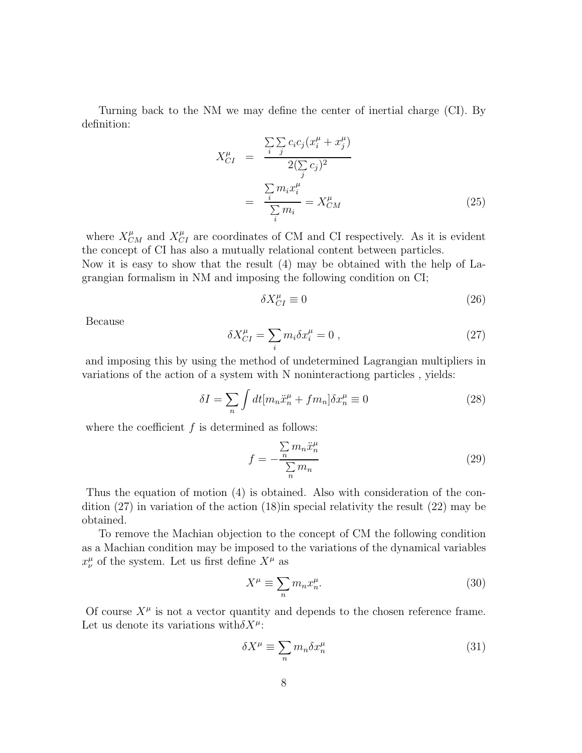Turning back to the NM we may define the center of inertial charge (CI). By definition:

$$
\begin{aligned}
X^{\mu}_{CI} &= \frac{\sum\limits_{i}\sum\limits_{j} c_i c_j (x^{\mu}_i + x^{\mu}_j)}{2(\sum\limits_{j} c_j)^2} \\
&= \frac{\sum\limits_{i} m_i x^{\mu}_i}{\sum\limits_{i} m_i} = X^{\mu}_{CM}
\end{aligned}
\tag{25}
$$

where $X^{\mu}_{CM}$ and $X^{\mu}_{CI}$ are coordinates of CM and CI respectively. As it is evident the concept of CI has also a mutually relational content between particles.
Now it is easy to show that the result (4) may be obtained with the help of Lagrangian formalism in NM and imposing the following condition on CI;

$$
\delta X^{\mu}_{CI} \equiv 0 \tag{26}
$$

Because

$$
\delta X^{\mu}_{CI} = \sum_{i} m_i \delta x^{\mu}_i = 0 \ , \tag{27}
$$

and imposing this by using the method of undetermined Lagrangian multipliers in variations of the action of a system with N noninteractiong particles , yields:

$$
\delta I = \sum_{n} \int dt [m_n \ddot{x}^{\mu}_n + f m_n] \delta x^{\mu}_n \equiv 0 \tag{28}
$$

where the coefficient $f$ is determined as follows:

$$
f = -\frac{\sum\limits_{n} m_n \ddot{x}^{\mu}_n}{\sum\limits_{n} m_n} \tag{29}
$$

Thus the equation of motion (4) is obtained. Also with consideration of the condition (27) in variation of the action (18)in special relativity the result (22) may be obtained.

To remove the Machian objection to the concept of CM the following condition as a Machian condition may be imposed to the variations of the dynamical variables $x^{\mu}_{\nu}$ of the system. Let us first define $X^{\mu}$ as

$$
X^{\mu} \equiv \sum_{n} m_n x^{\mu}_n. \tag{30}
$$

Of course $X^{\mu}$ is not a vector quantity and depends to the chosen reference frame. Let us denote its variations with$\delta X^{\mu}$:

$$
\delta X^{\mu} \equiv \sum_{n} m_n \delta x^{\mu}_n \tag{31}
$$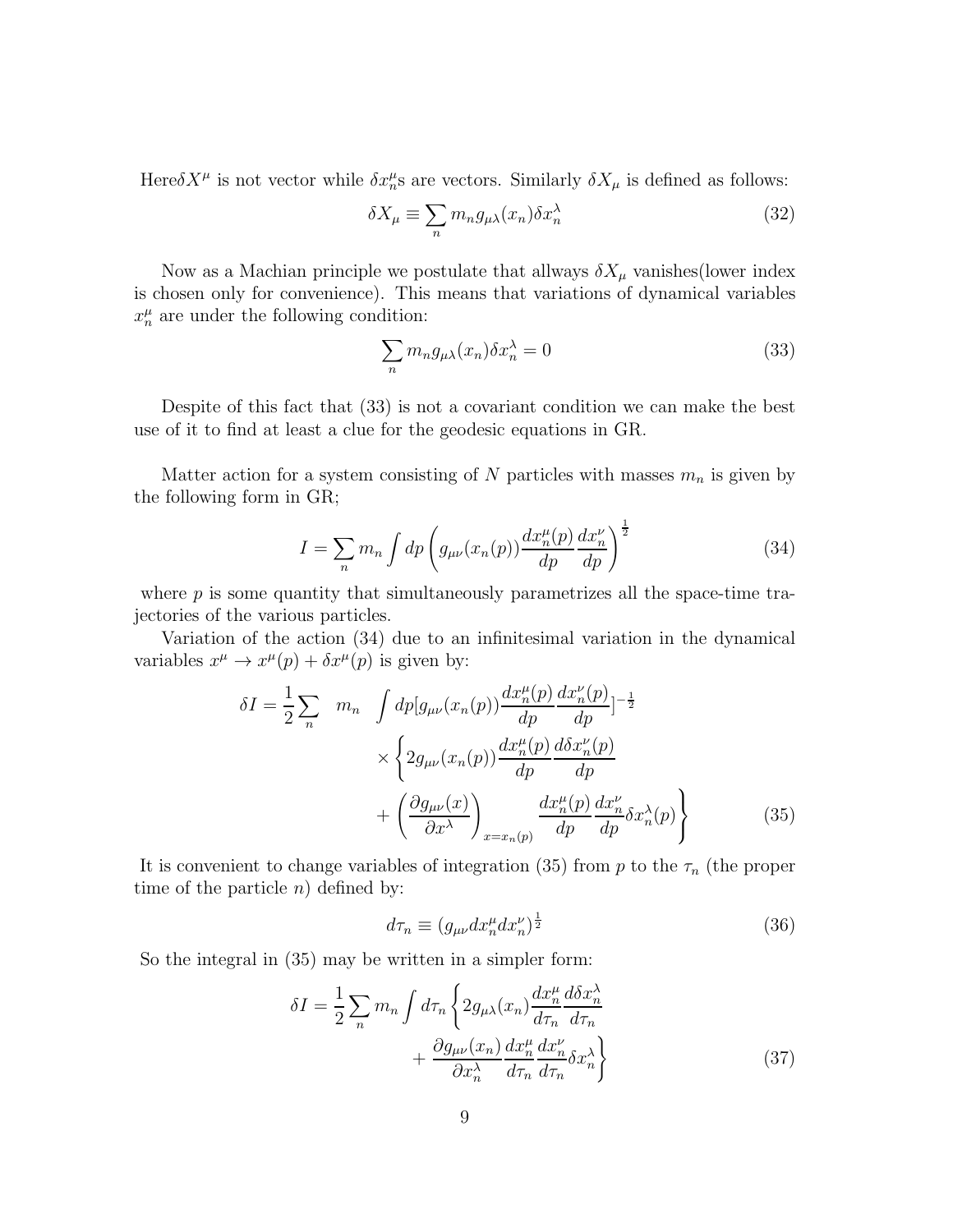Here$\delta X^\mu$ is not vector while $\delta x_n^\mu$s are vectors. Similarly $\delta X_\mu$ is defined as follows:

$$\delta X_\mu \equiv \sum_n m_n g_{\mu\lambda}(x_n)\delta x_n^\lambda \tag{32}$$

Now as a Machian principle we postulate that allways $\delta X_\mu$ vanishes(lower index is chosen only for convenience). This means that variations of dynamical variables $x_n^\mu$ are under the following condition:

$$\sum_n m_n g_{\mu\lambda}(x_n)\delta x_n^\lambda = 0 \tag{33}$$

Despite of this fact that (33) is not a covariant condition we can make the best use of it to find at least a clue for the geodesic equations in GR.

Matter action for a system consisting of $N$ particles with masses $m_n$ is given by the following form in GR;

$$I = \sum_n m_n \int dp \left( g_{\mu\nu}(x_n(p)) \frac{dx_n^\mu(p)}{dp} \frac{dx_n^\nu}{dp} \right)^{\frac{1}{2}} \tag{34}$$

where $p$ is some quantity that simultaneously parametrizes all the space-time trajectories of the various particles.

Variation of the action (34) due to an infinitesimal variation in the dynamical variables $x^\mu \to x^\mu(p) + \delta x^\mu(p)$ is given by:

$$\begin{aligned} \delta I = \frac{1}{2}\sum_n \quad m_n \quad & \int dp [g_{\mu\nu}(x_n(p)) \frac{dx_n^\mu(p)}{dp} \frac{dx_n^\nu(p)}{dp}]^{-\frac{1}{2}} \\ & \times \left\{ 2g_{\mu\nu}(x_n(p)) \frac{dx_n^\mu(p)}{dp} \frac{d\delta x_n^\nu(p)}{dp} \right. \\ & \left. + \left( \frac{\partial g_{\mu\nu}(x)}{\partial x^\lambda} \right)_{x=x_n(p)} \frac{dx_n^\mu(p)}{dp} \frac{dx_n^\nu}{dp} \delta x_n^\lambda(p) \right\} \end{aligned} \tag{35}$$

It is convenient to change variables of integration (35) from $p$ to the $\tau_n$ (the proper time of the particle $n$) defined by:

$$d\tau_n \equiv (g_{\mu\nu} dx_n^\mu dx_n^\nu)^{\frac{1}{2}} \tag{36}$$

So the integral in (35) may be written in a simpler form:

$$\begin{aligned} \delta I = \frac{1}{2}\sum_n m_n \int d\tau_n & \left\{ 2g_{\mu\lambda}(x_n) \frac{dx_n^\mu}{d\tau_n} \frac{d\delta x_n^\lambda}{d\tau_n} \right. \\ & \left. + \frac{\partial g_{\mu\nu}(x_n)}{\partial x_n^\lambda} \frac{dx_n^\mu}{d\tau_n} \frac{dx_n^\nu}{d\tau_n} \delta x_n^\lambda \right\} \end{aligned} \tag{37}$$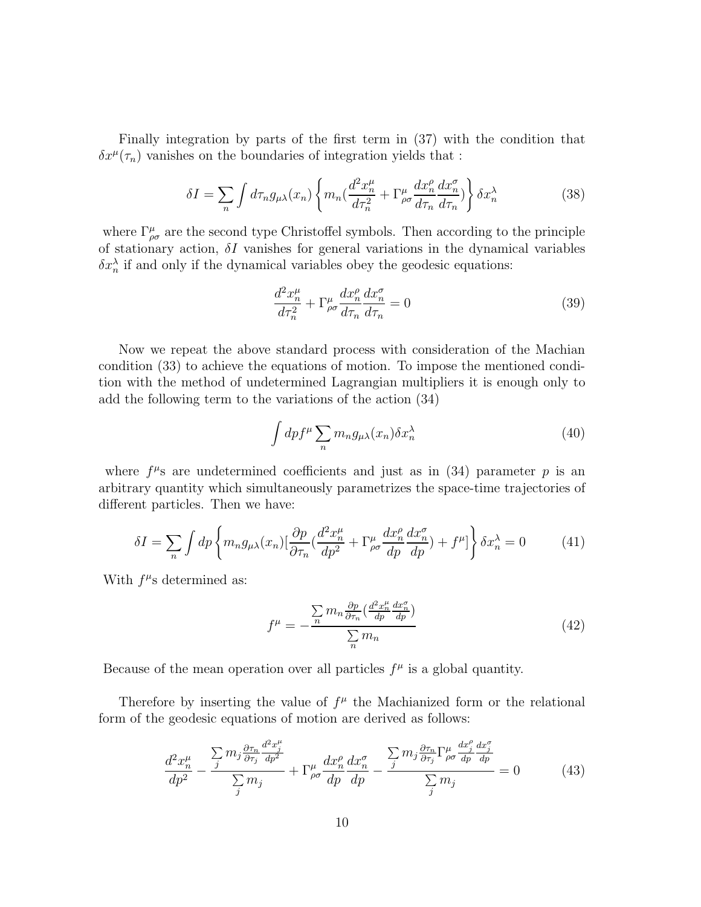Finally integration by parts of the first term in (37) with the condition that $\delta x^\mu(\tau_n)$ vanishes on the boundaries of integration yields that :

$$\delta I = \sum_n \int d\tau_n g_{\mu\lambda}(x_n) \left\{ m_n \left( \frac{d^2 x_n^\mu}{d\tau_n^2} + \Gamma^\mu_{\rho\sigma} \frac{dx_n^\rho}{d\tau_n} \frac{dx_n^\sigma}{d\tau_n} \right) \right\} \delta x_n^\lambda \tag{38}$$

where $\Gamma^\mu_{\rho\sigma}$ are the second type Christoffel symbols. Then according to the principle of stationary action, $\delta I$ vanishes for general variations in the dynamical variables $\delta x_n^\lambda$ if and only if the dynamical variables obey the geodesic equations:

$$\frac{d^2 x_n^\mu}{d\tau_n^2} + \Gamma^\mu_{\rho\sigma} \frac{dx_n^\rho}{d\tau_n} \frac{dx_n^\sigma}{d\tau_n} = 0 \tag{39}$$

Now we repeat the above standard process with consideration of the Machian condition (33) to achieve the equations of motion. To impose the mentioned condition with the method of undetermined Lagrangian multipliers it is enough only to add the following term to the variations of the action (34)

$$\int dp f^\mu \sum_n m_n g_{\mu\lambda}(x_n) \delta x_n^\lambda \tag{40}$$

where $f^\mu$s are undetermined coefficients and just as in (34) parameter $p$ is an arbitrary quantity which simultaneously parametrizes the space-time trajectories of different particles. Then we have:

$$\delta I = \sum_n \int dp \left\{ m_n g_{\mu\lambda}(x_n) \left[ \frac{\partial p}{\partial \tau_n} \left( \frac{d^2 x_n^\mu}{dp^2} + \Gamma^\mu_{\rho\sigma} \frac{dx_n^\rho}{dp} \frac{dx_n^\sigma}{dp} \right) + f^\mu \right] \right\} \delta x_n^\lambda = 0 \tag{41}$$

With $f^\mu$s determined as:

$$f^\mu = -\frac{\sum_n m_n \frac{\partial p}{\partial \tau_n} \left( \frac{d^2 x_n^\mu}{dp} \frac{dx_n^\sigma}{dp} \right)}{\sum_n m_n} \tag{42}$$

Because of the mean operation over all particles $f^\mu$ is a global quantity.

Therefore by inserting the value of $f^\mu$ the Machianized form or the relational form of the geodesic equations of motion are derived as follows:

$$\frac{d^2 x_n^\mu}{dp^2} - \frac{\sum_j m_j \frac{\partial \tau_n}{\partial \tau_j} \frac{d^2 x_j^\mu}{dp^2}}{\sum_j m_j} + \Gamma^\mu_{\rho\sigma} \frac{dx_n^\rho}{dp} \frac{dx_n^\sigma}{dp} - \frac{\sum_j m_j \frac{\partial \tau_n}{\partial \tau_j} \Gamma^\mu_{\rho\sigma} \frac{dx_j^\rho}{dp} \frac{dx_j^\sigma}{dp}}{\sum_j m_j} = 0 \tag{43}$$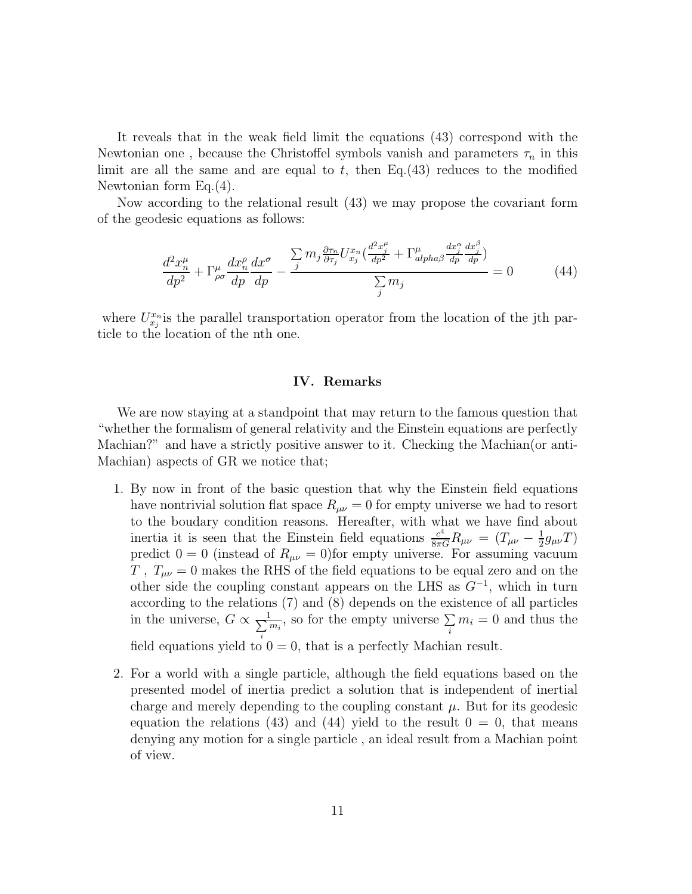It reveals that in the weak field limit the equations (43) correspond with the Newtonian one , because the Christoffel symbols vanish and parameters $\tau_n$ in this limit are all the same and are equal to $t$, then Eq.(43) reduces to the modified Newtonian form Eq.(4).

Now according to the relational result (43) we may propose the covariant form of the geodesic equations as follows:

$$\frac{d^2x_n^\mu}{dp^2} + \Gamma^\mu_{\rho\sigma}\frac{dx_n^\rho}{dp}\frac{dx^\sigma}{dp} - \frac{\sum\limits_j m_j \frac{\partial \tau_n}{\partial \tau_j} U^{x_n}_{x_j}\left(\frac{d^2x_j^\mu}{dp^2} + \Gamma^\mu_{alpha\beta}\frac{dx_j^\alpha}{dp}\frac{dx_j^\beta}{dp}\right)}{\sum\limits_j m_j} = 0 \tag{44}$$

where $U^{x_n}_{x_j}$is the parallel transportation operator from the location of the jth particle to the location of the nth one.

## IV. Remarks

We are now staying at a standpoint that may return to the famous question that "whether the formalism of general relativity and the Einstein equations are perfectly Machian?" and have a strictly positive answer to it. Checking the Machian(or anti-Machian) aspects of GR we notice that;

1. By now in front of the basic question that why the Einstein field equations have nontrivial solution flat space $R_{\mu\nu} = 0$ for empty universe we had to resort to the boudary condition reasons. Hereafter, with what we have find about inertia it is seen that the Einstein field equations $\frac{c^4}{8\pi G}R_{\mu\nu} = (T_{\mu\nu} - \frac{1}{2}g_{\mu\nu}T)$ predict $0 = 0$ (instead of $R_{\mu\nu} = 0$)for empty universe. For assuming vacuum $T$ , $T_{\mu\nu} = 0$ makes the RHS of the field equations to be equal zero and on the other side the coupling constant appears on the LHS as $G^{-1}$, which in turn according to the relations (7) and (8) depends on the existence of all particles in the universe, $G \propto \frac{1}{\sum_i m_i}$, so for the empty universe $\sum\limits_i m_i = 0$ and thus the field equations yield to $0 = 0$, that is a perfectly Machian result.

2. For a world with a single particle, although the field equations based on the presented model of inertia predict a solution that is independent of inertial charge and merely depending to the coupling constant $\mu$. But for its geodesic equation the relations (43) and (44) yield to the result $0 = 0$, that means denying any motion for a single particle , an ideal result from a Machian point of view.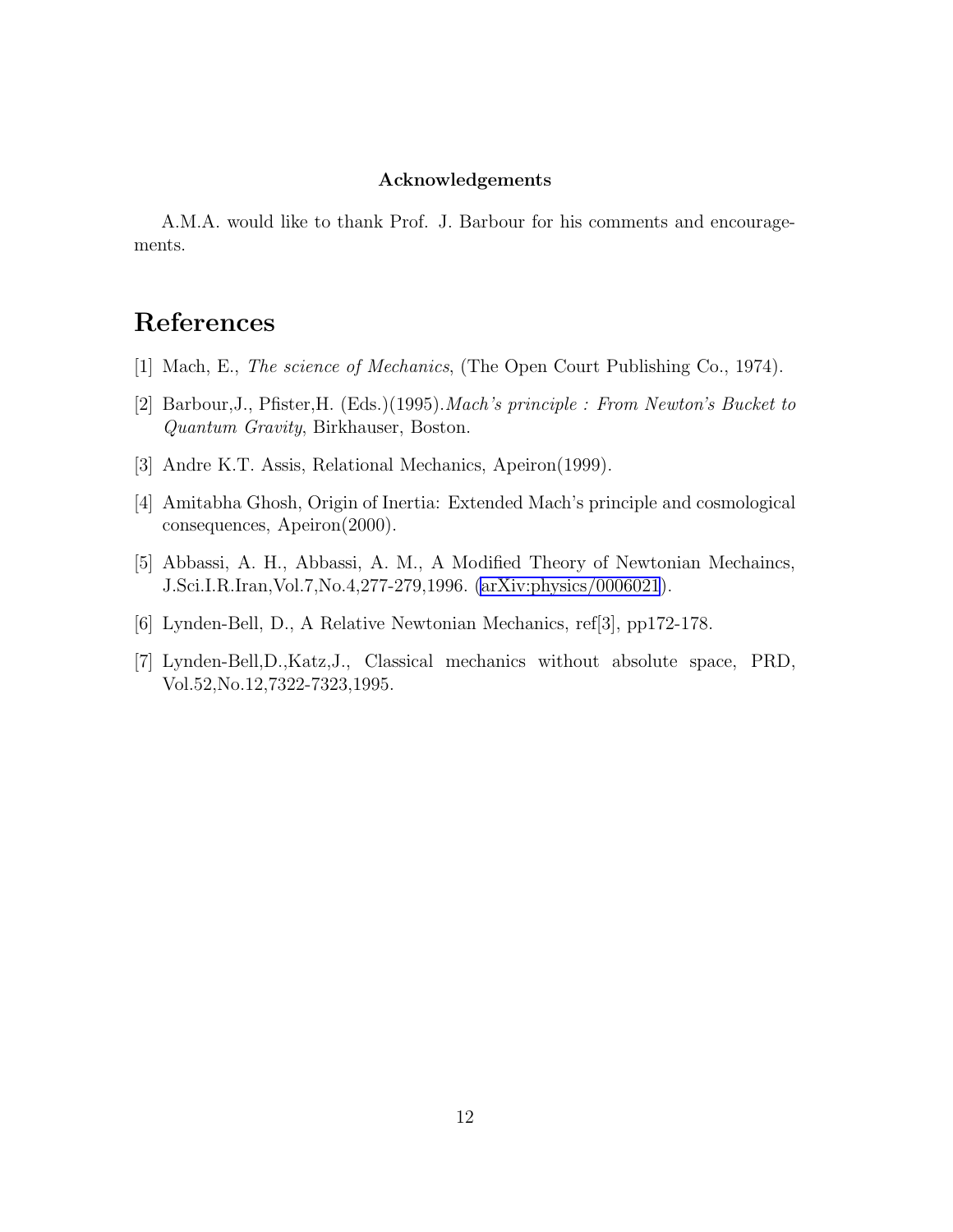**Acknowledgements**

A.M.A. would like to thank Prof. J. Barbour for his comments and encouragements.

# References

[1] Mach, E., *The science of Mechanics*, (The Open Court Publishing Co., 1974).

[2] Barbour,J., Pfister,H. (Eds.)(1995).*Mach's principle : From Newton's Bucket to Quantum Gravity*, Birkhauser, Boston.

[3] Andre K.T. Assis, Relational Mechanics, Apeiron(1999).

[4] Amitabha Ghosh, Origin of Inertia: Extended Mach's principle and cosmological consequences, Apeiron(2000).

[5] Abbassi, A. H., Abbassi, A. M., A Modified Theory of Newtonian Mechaincs, J.Sci.I.R.Iran,Vol.7,No.4,277-279,1996. (arXiv:physics/0006021).

[6] Lynden-Bell, D., A Relative Newtonian Mechanics, ref[3], pp172-178.

[7] Lynden-Bell,D.,Katz,J., Classical mechanics without absolute space, PRD, Vol.52,No.12,7322-7323,1995.